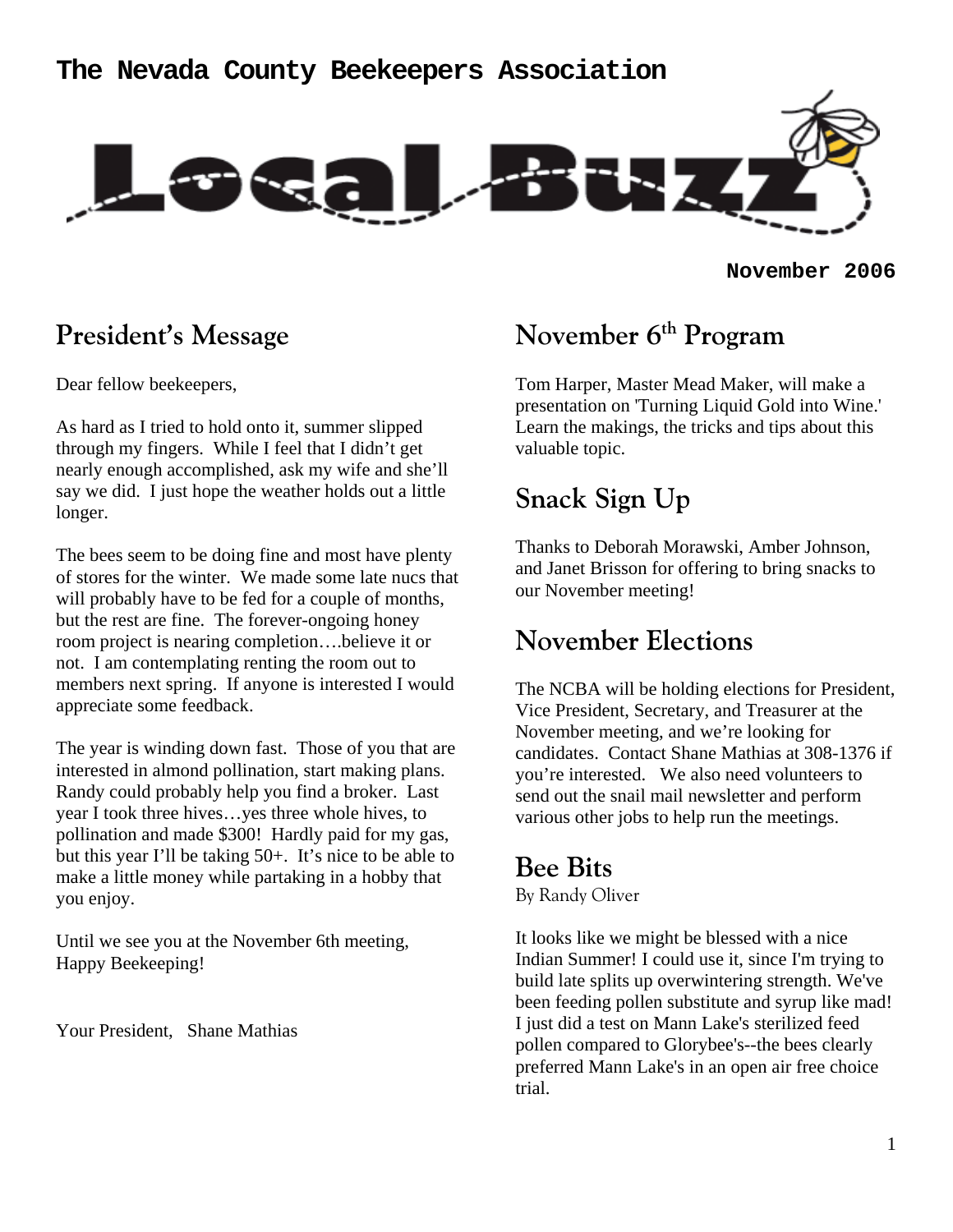# The Nevada County Beekeepers Association

# Local Buzz

**November 2006**

## President's Message

Dear fellow beekeepers,

As hard as I tried to hold onto it, summer slipped through my fingers. While I feel that I didn't get nearly enough accomplished, ask my wife and she'll say we did. I just hope the weather holds out a little longer.

The bees seem to be doing fine and most have plenty of stores for the winter. We made some late nucs that will probably have to be fed for a couple of months, but the rest are fine. The forever-ongoing honey room project is nearing completion….believe it or not. I am contemplating renting the room out to members next spring. If anyone is interested I would appreciate some feedback.

The year is winding down fast. Those of you that are interested in almond pollination, start making plans. Randy could probably help you find a broker. Last year I took three hives…yes three whole hives, to pollination and made $300! Hardly paid for my gas, but this year I'll be taking 50+. It's nice to be able to make a little money while partaking in a hobby that you enjoy.

Until we see you at the November 6th meeting,
Happy Beekeeping!

Your President, Shane Mathias

## November 6th Program

Tom Harper, Master Mead Maker, will make a presentation on 'Turning Liquid Gold into Wine.' Learn the makings, the tricks and tips about this valuable topic.

## Snack Sign Up

Thanks to Deborah Morawski, Amber Johnson, and Janet Brisson for offering to bring snacks to our November meeting!

## November Elections

The NCBA will be holding elections for President, Vice President, Secretary, and Treasurer at the November meeting, and we're looking for candidates. Contact Shane Mathias at 308-1376 if you're interested. We also need volunteers to send out the snail mail newsletter and perform various other jobs to help run the meetings.

## Bee Bits

By Randy Oliver

It looks like we might be blessed with a nice Indian Summer! I could use it, since I'm trying to build late splits up overwintering strength. We've been feeding pollen substitute and syrup like mad! I just did a test on Mann Lake's sterilized feed pollen compared to Glorybee's--the bees clearly preferred Mann Lake's in an open air free choice trial.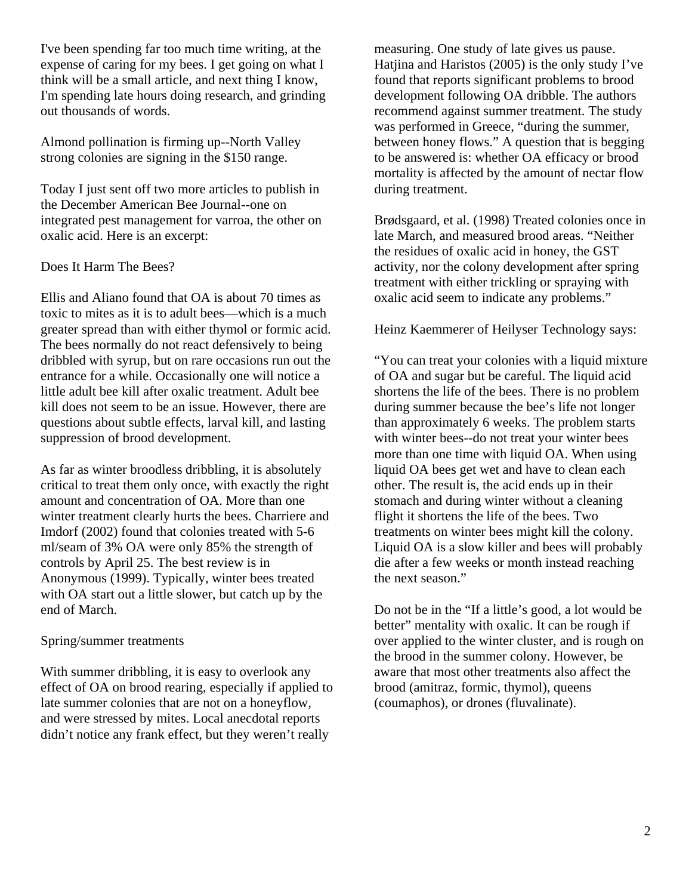I've been spending far too much time writing, at the expense of caring for my bees. I get going on what I think will be a small article, and next thing I know, I'm spending late hours doing research, and grinding out thousands of words.

Almond pollination is firming up--North Valley strong colonies are signing in the $150 range.

Today I just sent off two more articles to publish in the December American Bee Journal--one on integrated pest management for varroa, the other on oxalic acid. Here is an excerpt:

Does It Harm The Bees?

Ellis and Aliano found that OA is about 70 times as toxic to mites as it is to adult bees—which is a much greater spread than with either thymol or formic acid. The bees normally do not react defensively to being dribbled with syrup, but on rare occasions run out the entrance for a while. Occasionally one will notice a little adult bee kill after oxalic treatment. Adult bee kill does not seem to be an issue. However, there are questions about subtle effects, larval kill, and lasting suppression of brood development.

As far as winter broodless dribbling, it is absolutely critical to treat them only once, with exactly the right amount and concentration of OA. More than one winter treatment clearly hurts the bees. Charriere and Imdorf (2002) found that colonies treated with 5-6 ml/seam of 3% OA were only 85% the strength of controls by April 25. The best review is in Anonymous (1999). Typically, winter bees treated with OA start out a little slower, but catch up by the end of March.

Spring/summer treatments

With summer dribbling, it is easy to overlook any effect of OA on brood rearing, especially if applied to late summer colonies that are not on a honeyflow, and were stressed by mites. Local anecdotal reports didn't notice any frank effect, but they weren't really measuring. One study of late gives us pause. Hatjina and Haristos (2005) is the only study I've found that reports significant problems to brood development following OA dribble. The authors recommend against summer treatment. The study was performed in Greece, "during the summer, between honey flows." A question that is begging to be answered is: whether OA efficacy or brood mortality is affected by the amount of nectar flow during treatment.

Brødsgaard, et al. (1998) Treated colonies once in late March, and measured brood areas. "Neither the residues of oxalic acid in honey, the GST activity, nor the colony development after spring treatment with either trickling or spraying with oxalic acid seem to indicate any problems."

Heinz Kaemmerer of Heilyser Technology says:

"You can treat your colonies with a liquid mixture of OA and sugar but be careful. The liquid acid shortens the life of the bees. There is no problem during summer because the bee's life not longer than approximately 6 weeks. The problem starts with winter bees--do not treat your winter bees more than one time with liquid OA. When using liquid OA bees get wet and have to clean each other. The result is, the acid ends up in their stomach and during winter without a cleaning flight it shortens the life of the bees. Two treatments on winter bees might kill the colony. Liquid OA is a slow killer and bees will probably die after a few weeks or month instead reaching the next season."

Do not be in the "If a little's good, a lot would be better" mentality with oxalic. It can be rough if over applied to the winter cluster, and is rough on the brood in the summer colony. However, be aware that most other treatments also affect the brood (amitraz, formic, thymol), queens (coumaphos), or drones (fluvalinate).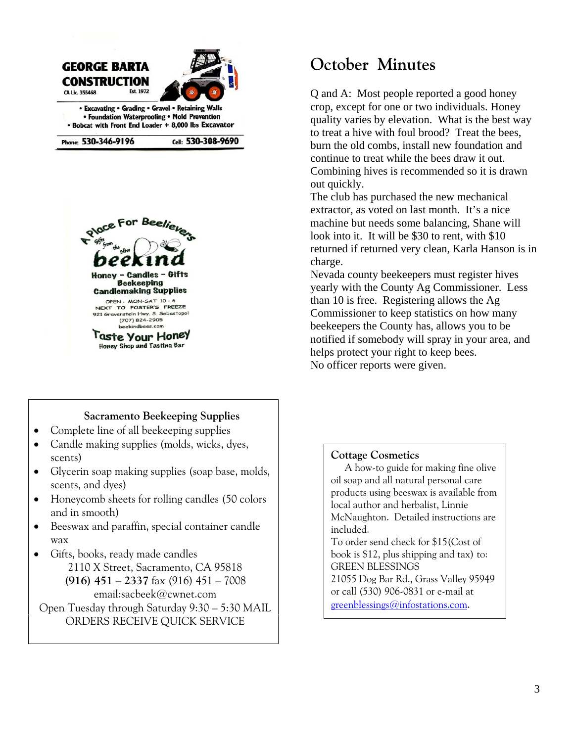**GEORGE BARTA CONSTRUCTION**

CA Lic. 355468 Est. 1972

• Excavating • Grading • Gravel • Retaining Walls
• Foundation Waterproofing • Mold Prevention
• Bobcat with Front End Loader + 8,000 lbs Excavator

Phone: 530-346-9196 Cell: 530-308-9690

A Place For Beelievers

Gifts from the Hive

**beekind**

Honey – Candles – Gifts
Beekeeping
Candlemaking Supplies

OPEN: MON-SAT 10 – 6
NEXT TO FOSTER'S FREEZE
921 Gravenstein Hwy. S. Sebastopol
(707) 824-2905
beekindbees.com

**Taste Your Honey**
Honey Shop and Tasting Bar

**Sacramento Beekeeping Supplies**

- Complete line of all beekeeping supplies
- Candle making supplies (molds, wicks, dyes, scents)
- Glycerin soap making supplies (soap base, molds, scents, and dyes)
- Honeycomb sheets for rolling candles (50 colors and in smooth)
- Beeswax and paraffin, special container candle wax
- Gifts, books, ready made candles

2110 X Street, Sacramento, CA 95818
**(916) 451 – 2337** fax (916) 451 – 7008
email:sacbeek@cwnet.com
Open Tuesday through Saturday 9:30 – 5:30 MAIL ORDERS RECEIVE QUICK SERVICE

# October Minutes

Q and A: Most people reported a good honey crop, except for one or two individuals. Honey quality varies by elevation. What is the best way to treat a hive with foul brood? Treat the bees, burn the old combs, install new foundation and continue to treat while the bees draw it out. Combining hives is recommended so it is drawn out quickly.

The club has purchased the new mechanical extractor, as voted on last month. It's a nice machine but needs some balancing, Shane will look into it. It will be $30 to rent, with $10 returned if returned very clean, Karla Hanson is in charge.

Nevada county beekeepers must register hives yearly with the County Ag Commissioner. Less than 10 is free. Registering allows the Ag Commissioner to keep statistics on how many beekeepers the County has, allows you to be notified if somebody will spray in your area, and helps protect your right to keep bees.

No officer reports were given.

**Cottage Cosmetics**

A how-to guide for making fine olive oil soap and all natural personal care products using beeswax is available from local author and herbalist, Linnie McNaughton. Detailed instructions are included.

To order send check for $15(Cost of book is $12, plus shipping and tax) to:
GREEN BLESSINGS
21055 Dog Bar Rd., Grass Valley 95949
or call (530) 906-0831 or e-mail at greenblessings@infostations.com.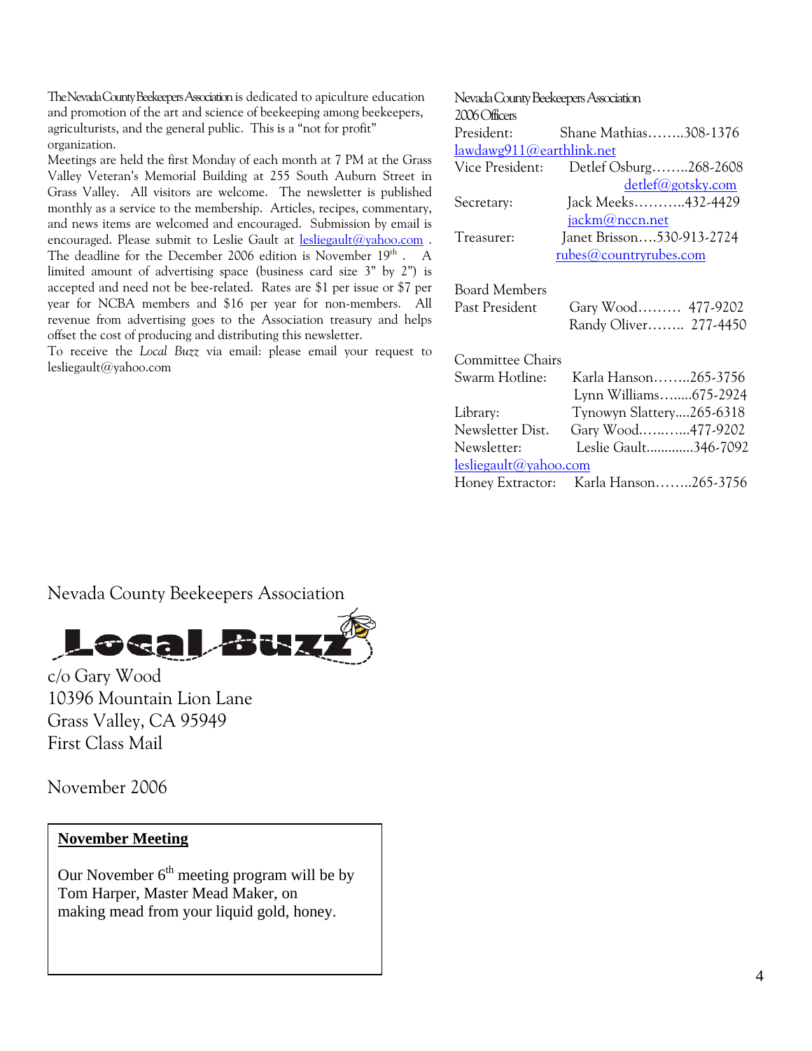The Nevada County Beekeepers Association is dedicated to apiculture education and promotion of the art and science of beekeeping among beekeepers, agriculturists, and the general public. This is a "not for profit" organization.

Meetings are held the first Monday of each month at 7 PM at the Grass Valley Veteran's Memorial Building at 255 South Auburn Street in Grass Valley. All visitors are welcome. The newsletter is published monthly as a service to the membership. Articles, recipes, commentary, and news items are welcomed and encouraged. Submission by email is encouraged. Please submit to Leslie Gault at lesliegault@yahoo.com . The deadline for the December 2006 edition is November 19th . A limited amount of advertising space (business card size 3" by 2") is accepted and need not be bee-related. Rates are $1 per issue or $7 per year for NCBA members and $16 per year for non-members. All revenue from advertising goes to the Association treasury and helps offset the cost of producing and distributing this newsletter.

To receive the *Local Buzz* via email: please email your request to lesliegault@yahoo.com

Nevada County Beekeepers Association
2006 Officers

President: Shane Mathias……..308-1376
lawdawg911@earthlink.net

Vice President: Detlef Osburg……..268-2608
detlef@gotsky.com

Secretary: Jack Meeks………..432-4429
jackm@nccn.net

Treasurer: Janet Brisson….530-913-2724
rubes@countryrubes.com

Board Members

Past President: Gary Wood……… 477-9202
Randy Oliver…….. 277-4450

Committee Chairs

Swarm Hotline: Karla Hanson……..265-3756
Lynn Williams……..675-2924

Library: Tynowyn Slattery….265-6318

Newsletter Dist. Gary Wood………..477-9202

Newsletter: Leslie Gault…………346-7092
lesliegault@yahoo.com

Honey Extractor: Karla Hanson……..265-3756

Nevada County Beekeepers Association

**Local Buzz**

c/o Gary Wood
10396 Mountain Lion Lane
Grass Valley, CA 95949
First Class Mail

November 2006

**November Meeting**

Our November 6th meeting program will be by Tom Harper, Master Mead Maker, on making mead from your liquid gold, honey.